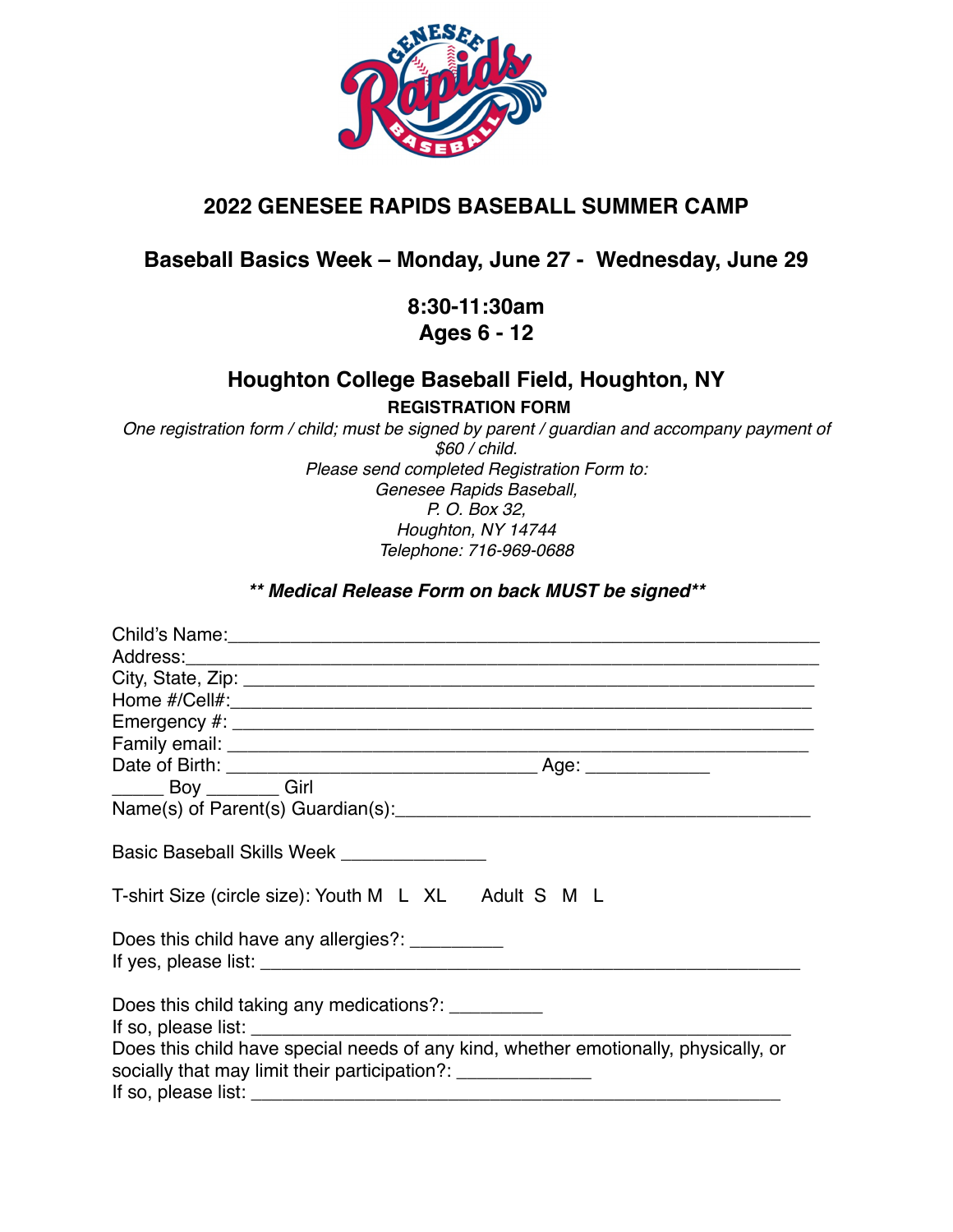# 2022 GENESEE RAPIDS BASEBALL SUMMER CAMP

## Baseball Basics Week – Monday, June 27 - Wednesday, June 29

**8:30-11:30am**
**Ages 6 - 12**

## Houghton College Baseball Field, Houghton, NY

**REGISTRATION FORM**

*One registration form / child; must be signed by parent / guardian and accompany payment of $60 / child.*
*Please send completed Registration Form to:*
*Genesee Rapids Baseball,*
*P. O. Box 32,*
*Houghton, NY 14744*
*Telephone: 716-969-0688*

***\*\* Medical Release Form on back MUST be signed\*\****

Child's Name:\_\_\_\_\_\_\_\_\_\_\_\_\_\_\_\_\_\_\_\_\_\_\_\_\_\_\_\_\_\_\_\_\_\_\_\_\_\_\_\_\_\_\_\_\_\_\_\_\_\_\_\_\_\_\_

Address:\_\_\_\_\_\_\_\_\_\_\_\_\_\_\_\_\_\_\_\_\_\_\_\_\_\_\_\_\_\_\_\_\_\_\_\_\_\_\_\_\_\_\_\_\_\_\_\_\_\_\_\_\_\_\_\_\_\_

City, State, Zip: \_\_\_\_\_\_\_\_\_\_\_\_\_\_\_\_\_\_\_\_\_\_\_\_\_\_\_\_\_\_\_\_\_\_\_\_\_\_\_\_\_\_\_\_\_\_\_\_\_\_\_

Home #/Cell#:\_\_\_\_\_\_\_\_\_\_\_\_\_\_\_\_\_\_\_\_\_\_\_\_\_\_\_\_\_\_\_\_\_\_\_\_\_\_\_\_\_\_\_\_\_\_\_\_\_\_\_\_\_

Emergency #: \_\_\_\_\_\_\_\_\_\_\_\_\_\_\_\_\_\_\_\_\_\_\_\_\_\_\_\_\_\_\_\_\_\_\_\_\_\_\_\_\_\_\_\_\_\_\_\_\_\_\_\_\_

Family email: \_\_\_\_\_\_\_\_\_\_\_\_\_\_\_\_\_\_\_\_\_\_\_\_\_\_\_\_\_\_\_\_\_\_\_\_\_\_\_\_\_\_\_\_\_\_\_\_\_\_\_\_

Date of Birth: \_\_\_\_\_\_\_\_\_\_\_\_\_\_\_\_\_\_\_\_\_\_\_\_\_\_\_\_\_\_ Age: \_\_\_\_\_\_\_\_\_\_\_\_

\_\_\_\_\_ Boy \_\_\_\_\_\_\_ Girl

Name(s) of Parent(s) Guardian(s):\_\_\_\_\_\_\_\_\_\_\_\_\_\_\_\_\_\_\_\_\_\_\_\_\_\_\_\_\_\_\_\_\_\_\_\_\_\_\_\_

Basic Baseball Skills Week \_\_\_\_\_\_\_\_\_\_\_\_\_\_

T-shirt Size (circle size): Youth M L XL Adult S M L

Does this child have any allergies?: \_\_\_\_\_\_\_\_\_

If yes, please list: \_\_\_\_\_\_\_\_\_\_\_\_\_\_\_\_\_\_\_\_\_\_\_\_\_\_\_\_\_\_\_\_\_\_\_\_\_\_\_\_\_\_\_\_\_\_\_\_\_\_\_

Does this child taking any medications?: \_\_\_\_\_\_\_\_\_

If so, please list: \_\_\_\_\_\_\_\_\_\_\_\_\_\_\_\_\_\_\_\_\_\_\_\_\_\_\_\_\_\_\_\_\_\_\_\_\_\_\_\_\_\_\_\_\_\_\_\_\_\_\_

Does this child have special needs of any kind, whether emotionally, physically, or socially that may limit their participation?: \_\_\_\_\_\_\_\_\_\_\_\_\_

If so, please list: \_\_\_\_\_\_\_\_\_\_\_\_\_\_\_\_\_\_\_\_\_\_\_\_\_\_\_\_\_\_\_\_\_\_\_\_\_\_\_\_\_\_\_\_\_\_\_\_\_\_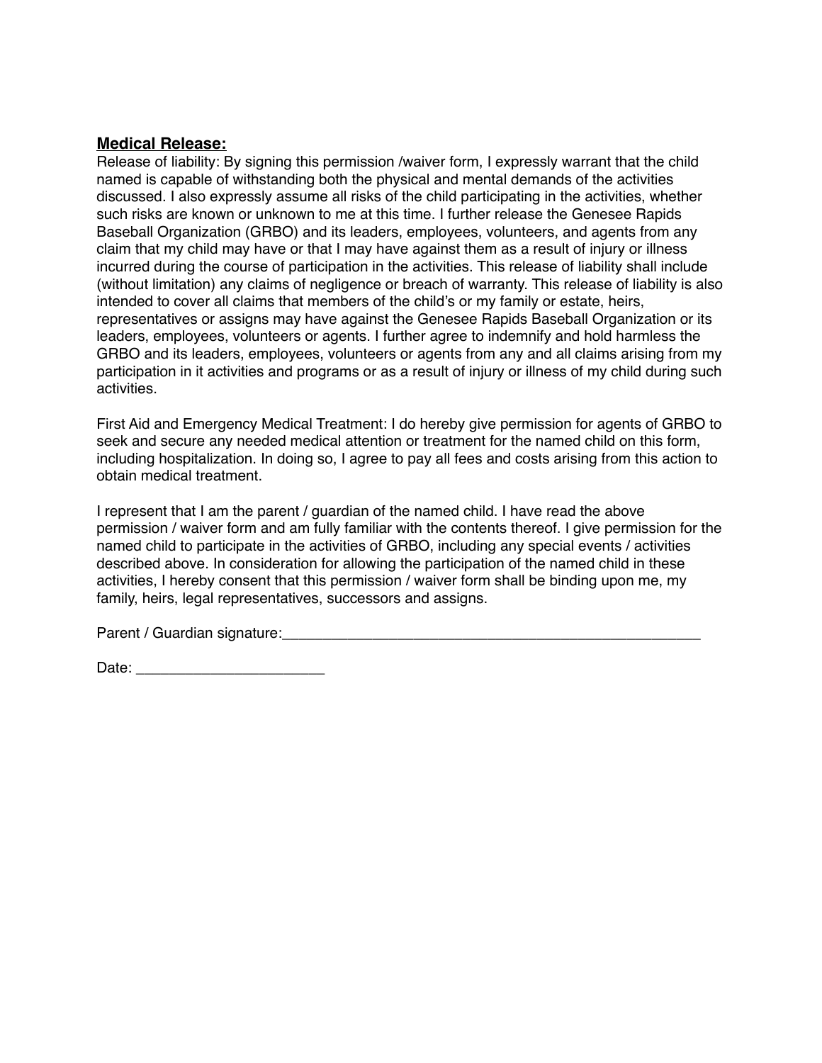**Medical Release:**

Release of liability: By signing this permission /waiver form, I expressly warrant that the child named is capable of withstanding both the physical and mental demands of the activities discussed. I also expressly assume all risks of the child participating in the activities, whether such risks are known or unknown to me at this time. I further release the Genesee Rapids Baseball Organization (GRBO) and its leaders, employees, volunteers, and agents from any claim that my child may have or that I may have against them as a result of injury or illness incurred during the course of participation in the activities. This release of liability shall include (without limitation) any claims of negligence or breach of warranty. This release of liability is also intended to cover all claims that members of the child's or my family or estate, heirs, representatives or assigns may have against the Genesee Rapids Baseball Organization or its leaders, employees, volunteers or agents. I further agree to indemnify and hold harmless the GRBO and its leaders, employees, volunteers or agents from any and all claims arising from my participation in it activities and programs or as a result of injury or illness of my child during such activities.

First Aid and Emergency Medical Treatment: I do hereby give permission for agents of GRBO to seek and secure any needed medical attention or treatment for the named child on this form, including hospitalization. In doing so, I agree to pay all fees and costs arising from this action to obtain medical treatment.

I represent that I am the parent / guardian of the named child. I have read the above permission / waiver form and am fully familiar with the contents thereof. I give permission for the named child to participate in the activities of GRBO, including any special events / activities described above. In consideration for allowing the participation of the named child in these activities, I hereby consent that this permission / waiver form shall be binding upon me, my family, heirs, legal representatives, successors and assigns.

Parent / Guardian signature:_____________________________________________________

Date: _______________________